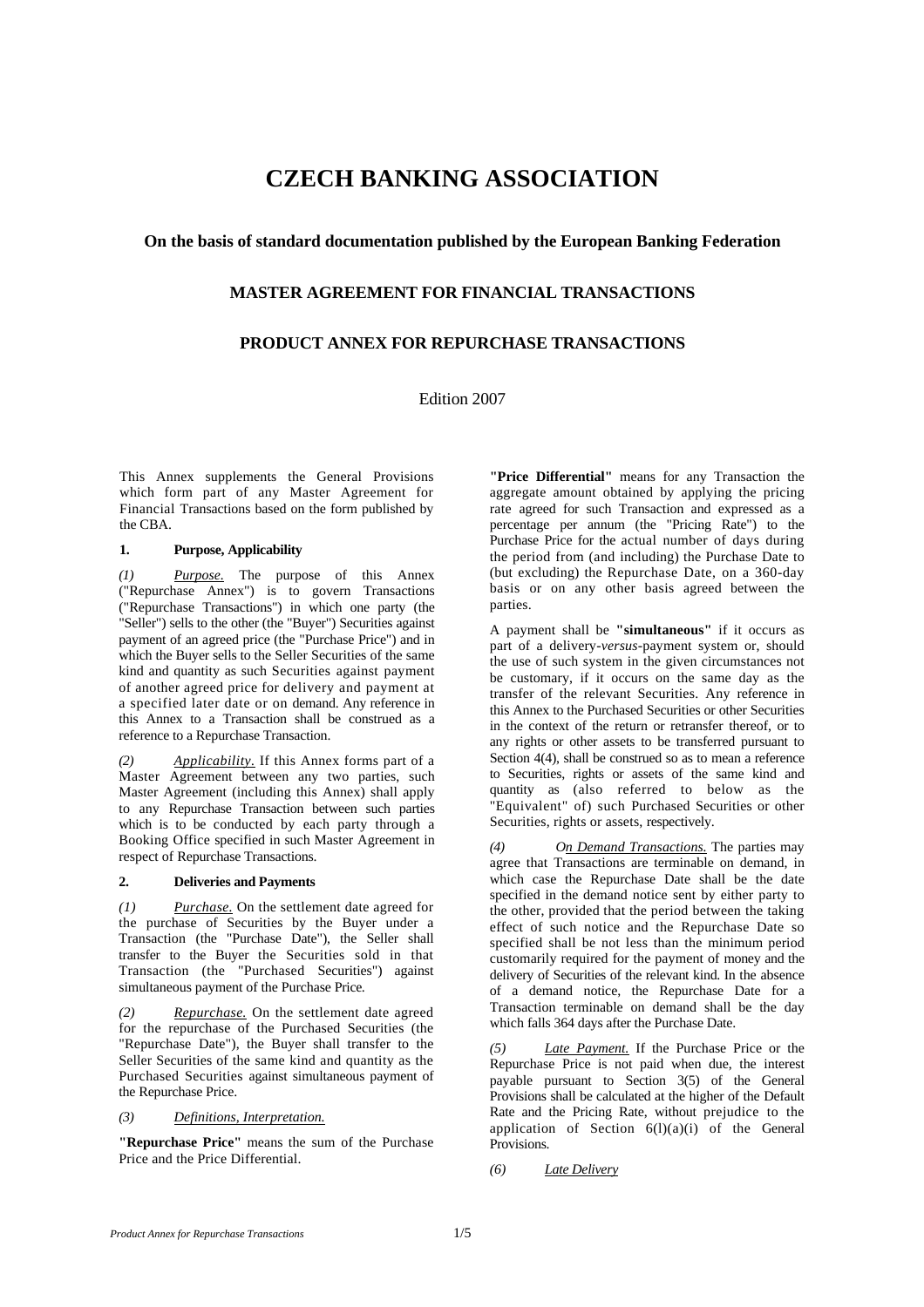# CZECH BANKING ASSOCIATION

### On the basis of standard documentation published by the European Banking Federation

### MASTER AGREEMENT FOR FINANCIAL TRANSACTIONS

### PRODUCT ANNEX FOR REPURCHASE TRANSACTIONS

Edition 2007

This Annex supplements the General Provisions which form part of any Master Agreement for Financial Transactions based on the form published by the CBA.

**1. Purpose, Applicability**

*(1)* *Purpose.* The purpose of this Annex ("Repurchase Annex") is to govern Transactions ("Repurchase Transactions") in which one party (the "Seller") sells to the other (the "Buyer") Securities against payment of an agreed price (the "Purchase Price") and in which the Buyer sells to the Seller Securities of the same kind and quantity as such Securities against payment of another agreed price for delivery and payment at a specified later date or on demand. Any reference in this Annex to a Transaction shall be construed as a reference to a Repurchase Transaction.

*(2)* *Applicability.* If this Annex forms part of a Master Agreement between any two parties, such Master Agreement (including this Annex) shall apply to any Repurchase Transaction between such parties which is to be conducted by each party through a Booking Office specified in such Master Agreement in respect of Repurchase Transactions.

**2. Deliveries and Payments**

*(1)* *Purchase.* On the settlement date agreed for the purchase of Securities by the Buyer under a Transaction (the "Purchase Date"), the Seller shall transfer to the Buyer the Securities sold in that Transaction (the "Purchased Securities") against simultaneous payment of the Purchase Price.

*(2)* *Repurchase.* On the settlement date agreed for the repurchase of the Purchased Securities (the "Repurchase Date"), the Buyer shall transfer to the Seller Securities of the same kind and quantity as the Purchased Securities against simultaneous payment of the Repurchase Price.

*(3)* *Definitions, Interpretation.*

**"Repurchase Price"** means the sum of the Purchase Price and the Price Differential.

**"Price Differential"** means for any Transaction the aggregate amount obtained by applying the pricing rate agreed for such Transaction and expressed as a percentage per annum (the "Pricing Rate") to the Purchase Price for the actual number of days during the period from (and including) the Purchase Date to (but excluding) the Repurchase Date, on a 360-day basis or on any other basis agreed between the parties.

A payment shall be **"simultaneous"** if it occurs as part of a delivery-*versus*-payment system or, should the use of such system in the given circumstances not be customary, if it occurs on the same day as the transfer of the relevant Securities. Any reference in this Annex to the Purchased Securities or other Securities in the context of the return or retransfer thereof, or to any rights or other assets to be transferred pursuant to Section 4(4), shall be construed so as to mean a reference to Securities, rights or assets of the same kind and quantity as (also referred to below as the "Equivalent" of) such Purchased Securities or other Securities, rights or assets, respectively.

*(4)* *On Demand Transactions.* The parties may agree that Transactions are terminable on demand, in which case the Repurchase Date shall be the date specified in the demand notice sent by either party to the other, provided that the period between the taking effect of such notice and the Repurchase Date so specified shall be not less than the minimum period customarily required for the payment of money and the delivery of Securities of the relevant kind. In the absence of a demand notice, the Repurchase Date for a Transaction terminable on demand shall be the day which falls 364 days after the Purchase Date.

*(5)* *Late Payment.* If the Purchase Price or the Repurchase Price is not paid when due, the interest payable pursuant to Section 3(5) of the General Provisions shall be calculated at the higher of the Default Rate and the Pricing Rate, without prejudice to the application of Section 6(l)(a)(i) of the General Provisions.

*(6)* *Late Delivery*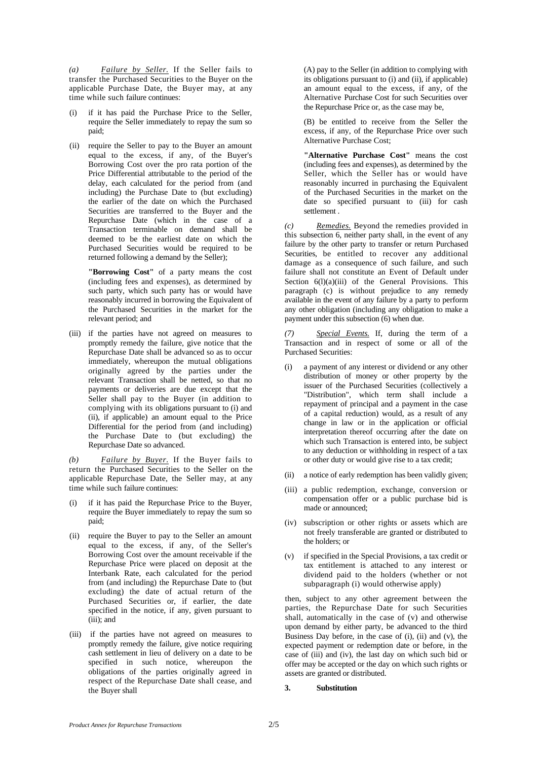*(a)* *Failure by Seller.* If the Seller fails to transfer the Purchased Securities to the Buyer on the applicable Purchase Date, the Buyer may, at any time while such failure continues:

(i) if it has paid the Purchase Price to the Seller, require the Seller immediately to repay the sum so paid;

(ii) require the Seller to pay to the Buyer an amount equal to the excess, if any, of the Buyer's Borrowing Cost over the pro rata portion of the Price Differential attributable to the period of the delay, each calculated for the period from (and including) the Purchase Date to (but excluding) the earlier of the date on which the Purchased Securities are transferred to the Buyer and the Repurchase Date (which in the case of a Transaction terminable on demand shall be deemed to be the earliest date on which the Purchased Securities would be required to be returned following a demand by the Seller);

**"Borrowing Cost"** of a party means the cost (including fees and expenses), as determined by such party, which such party has or would have reasonably incurred in borrowing the Equivalent of the Purchased Securities in the market for the relevant period; and

(iii) if the parties have not agreed on measures to promptly remedy the failure, give notice that the Repurchase Date shall be advanced so as to occur immediately, whereupon the mutual obligations originally agreed by the parties under the relevant Transaction shall be netted, so that no payments or deliveries are due except that the Seller shall pay to the Buyer (in addition to complying with its obligations pursuant to (i) and (ii), if applicable) an amount equal to the Price Differential for the period from (and including) the Purchase Date to (but excluding) the Repurchase Date so advanced.

*(b)* *Failure by Buyer.* If the Buyer fails to return the Purchased Securities to the Seller on the applicable Repurchase Date, the Seller may, at any time while such failure continues:

(i) if it has paid the Repurchase Price to the Buyer, require the Buyer immediately to repay the sum so paid;

(ii) require the Buyer to pay to the Seller an amount equal to the excess, if any, of the Seller's Borrowing Cost over the amount receivable if the Repurchase Price were placed on deposit at the Interbank Rate, each calculated for the period from (and including) the Repurchase Date to (but excluding) the date of actual return of the Purchased Securities or, if earlier, the date specified in the notice, if any, given pursuant to (iii); and

(iii) if the parties have not agreed on measures to promptly remedy the failure, give notice requiring cash settlement in lieu of delivery on a date to be specified in such notice, whereupon the obligations of the parties originally agreed in respect of the Repurchase Date shall cease, and the Buyer shall

(A) pay to the Seller (in addition to complying with its obligations pursuant to (i) and (ii), if applicable) an amount equal to the excess, if any, of the Alternative Purchase Cost for such Securities over the Repurchase Price or, as the case may be,

(B) be entitled to receive from the Seller the excess, if any, of the Repurchase Price over such Alternative Purchase Cost;

**"Alternative Purchase Cost"** means the cost (including fees and expenses), as determined by the Seller, which the Seller has or would have reasonably incurred in purchasing the Equivalent of the Purchased Securities in the market on the date so specified pursuant to (iii) for cash settlement .

*(c)* *Remedies.* Beyond the remedies provided in this subsection 6, neither party shall, in the event of any failure by the other party to transfer or return Purchased Securities, be entitled to recover any additional damage as a consequence of such failure, and such failure shall not constitute an Event of Default under Section 6(l)(a)(iii) of the General Provisions. This paragraph (c) is without prejudice to any remedy available in the event of any failure by a party to perform any other obligation (including any obligation to make a payment under this subsection (6) when due.

*(7)* *Special Events.* If, during the term of a Transaction and in respect of some or all of the Purchased Securities:

(i) a payment of any interest or dividend or any other distribution of money or other property by the issuer of the Purchased Securities (collectively a "Distribution", which term shall include a repayment of principal and a payment in the case of a capital reduction) would, as a result of any change in law or in the application or official interpretation thereof occurring after the date on which such Transaction is entered into, be subject to any deduction or withholding in respect of a tax or other duty or would give rise to a tax credit;

(ii) a notice of early redemption has been validly given;

(iii) a public redemption, exchange, conversion or compensation offer or a public purchase bid is made or announced;

(iv) subscription or other rights or assets which are not freely transferable are granted or distributed to the holders; or

(v) if specified in the Special Provisions, a tax credit or tax entitlement is attached to any interest or dividend paid to the holders (whether or not subparagraph (i) would otherwise apply)

then, subject to any other agreement between the parties, the Repurchase Date for such Securities shall, automatically in the case of (v) and otherwise upon demand by either party, be advanced to the third Business Day before, in the case of (i), (ii) and (v), the expected payment or redemption date or before, in the case of (iii) and (iv), the last day on which such bid or offer may be accepted or the day on which such rights or assets are granted or distributed.

**3. Substitution**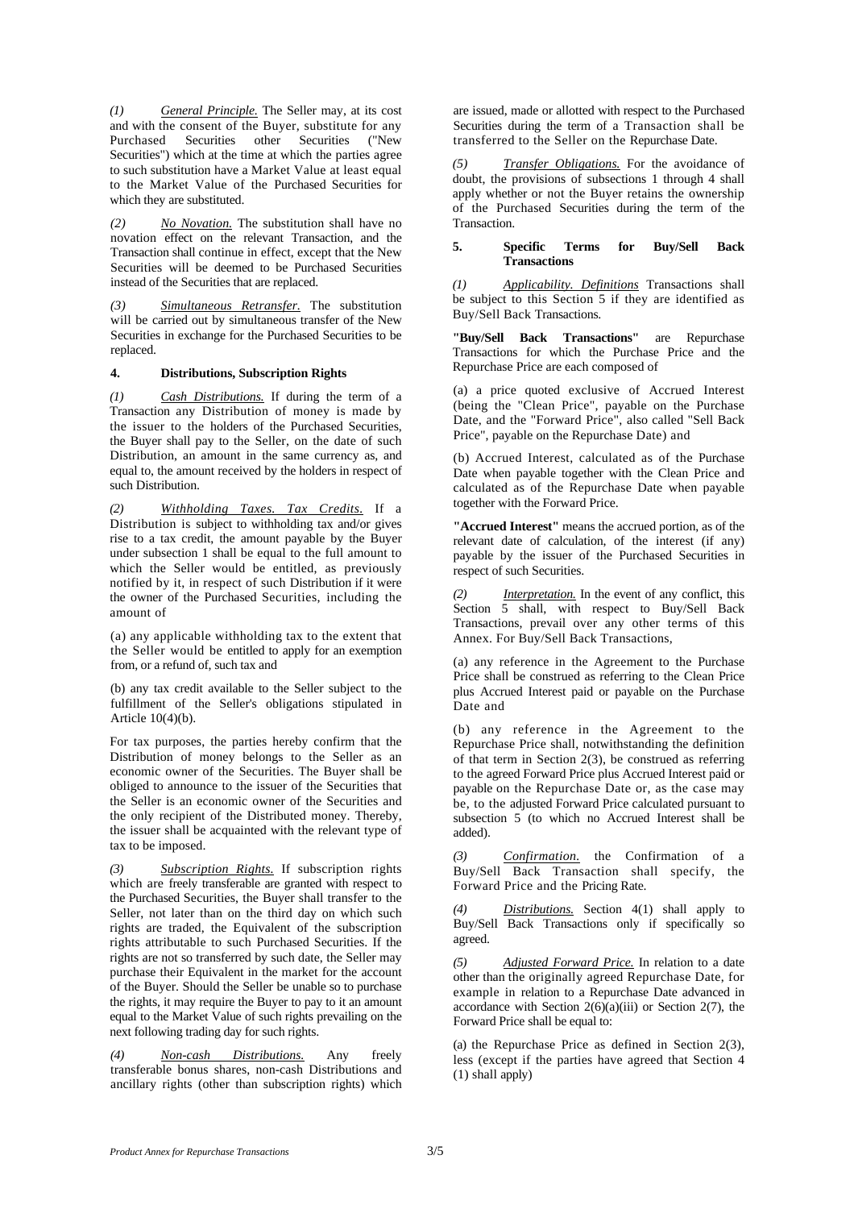*(1)* *General Principle.* The Seller may, at its cost and with the consent of the Buyer, substitute for any Purchased Securities other Securities ("New Securities") which at the time at which the parties agree to such substitution have a Market Value at least equal to the Market Value of the Purchased Securities for which they are substituted.

*(2)* *No Novation.* The substitution shall have no novation effect on the relevant Transaction, and the Transaction shall continue in effect, except that the New Securities will be deemed to be Purchased Securities instead of the Securities that are replaced.

*(3)* *Simultaneous Retransfer.* The substitution will be carried out by simultaneous transfer of the New Securities in exchange for the Purchased Securities to be replaced.

#### 4. Distributions, Subscription Rights

*(1)* *Cash Distributions.* If during the term of a Transaction any Distribution of money is made by the issuer to the holders of the Purchased Securities, the Buyer shall pay to the Seller, on the date of such Distribution, an amount in the same currency as, and equal to, the amount received by the holders in respect of such Distribution.

*(2)* *Withholding Taxes. Tax Credits.* If a Distribution is subject to withholding tax and/or gives rise to a tax credit, the amount payable by the Buyer under subsection 1 shall be equal to the full amount to which the Seller would be entitled, as previously notified by it, in respect of such Distribution if it were the owner of the Purchased Securities, including the amount of

(a) any applicable withholding tax to the extent that the Seller would be entitled to apply for an exemption from, or a refund of, such tax and

(b) any tax credit available to the Seller subject to the fulfillment of the Seller's obligations stipulated in Article 10(4)(b).

For tax purposes, the parties hereby confirm that the Distribution of money belongs to the Seller as an economic owner of the Securities. The Buyer shall be obliged to announce to the issuer of the Securities that the Seller is an economic owner of the Securities and the only recipient of the Distributed money. Thereby, the issuer shall be acquainted with the relevant type of tax to be imposed.

*(3)* *Subscription Rights.* If subscription rights which are freely transferable are granted with respect to the Purchased Securities, the Buyer shall transfer to the Seller, not later than on the third day on which such rights are traded, the Equivalent of the subscription rights attributable to such Purchased Securities. If the rights are not so transferred by such date, the Seller may purchase their Equivalent in the market for the account of the Buyer. Should the Seller be unable so to purchase the rights, it may require the Buyer to pay to it an amount equal to the Market Value of such rights prevailing on the next following trading day for such rights.

*(4)* *Non-cash Distributions.* Any freely transferable bonus shares, non-cash Distributions and ancillary rights (other than subscription rights) which are issued, made or allotted with respect to the Purchased Securities during the term of a Transaction shall be transferred to the Seller on the Repurchase Date.

*(5)* *Transfer Obligations.* For the avoidance of doubt, the provisions of subsections 1 through 4 shall apply whether or not the Buyer retains the ownership of the Purchased Securities during the term of the Transaction.

#### 5. Specific Terms for Buy/Sell Back Transactions

*(1)* *Applicability. Definitions* Transactions shall be subject to this Section 5 if they are identified as Buy/Sell Back Transactions.

**"Buy/Sell Back Transactions"** are Repurchase Transactions for which the Purchase Price and the Repurchase Price are each composed of

(a) a price quoted exclusive of Accrued Interest (being the "Clean Price", payable on the Purchase Date, and the "Forward Price", also called "Sell Back Price", payable on the Repurchase Date) and

(b) Accrued Interest, calculated as of the Purchase Date when payable together with the Clean Price and calculated as of the Repurchase Date when payable together with the Forward Price.

**"Accrued Interest"** means the accrued portion, as of the relevant date of calculation, of the interest (if any) payable by the issuer of the Purchased Securities in respect of such Securities.

*(2)* *Interpretation.* In the event of any conflict, this Section 5 shall, with respect to Buy/Sell Back Transactions, prevail over any other terms of this Annex. For Buy/Sell Back Transactions,

(a) any reference in the Agreement to the Purchase Price shall be construed as referring to the Clean Price plus Accrued Interest paid or payable on the Purchase Date and

(b) any reference in the Agreement to the Repurchase Price shall, notwithstanding the definition of that term in Section 2(3), be construed as referring to the agreed Forward Price plus Accrued Interest paid or payable on the Repurchase Date or, as the case may be, to the adjusted Forward Price calculated pursuant to subsection 5 (to which no Accrued Interest shall be added).

*(3)* *Confirmation.* the Confirmation of a Buy/Sell Back Transaction shall specify, the Forward Price and the Pricing Rate.

*(4)* *Distributions.* Section 4(1) shall apply to Buy/Sell Back Transactions only if specifically so agreed.

*(5)* *Adjusted Forward Price.* In relation to a date other than the originally agreed Repurchase Date, for example in relation to a Repurchase Date advanced in accordance with Section 2(6)(a)(iii) or Section 2(7), the Forward Price shall be equal to:

(a) the Repurchase Price as defined in Section 2(3), less (except if the parties have agreed that Section 4 (1) shall apply)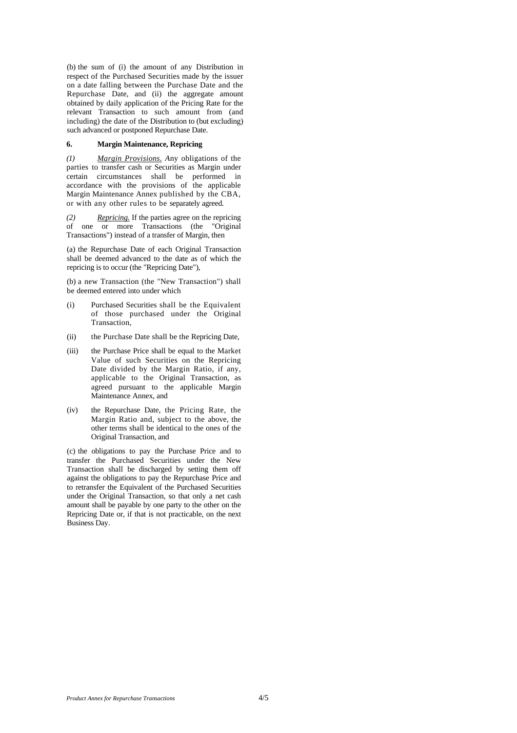(b) the sum of (i) the amount of any Distribution in respect of the Purchased Securities made by the issuer on a date falling between the Purchase Date and the Repurchase Date, and (ii) the aggregate amount obtained by daily application of the Pricing Rate for the relevant Transaction to such amount from (and including) the date of the Distribution to (but excluding) such advanced or postponed Repurchase Date.

**6. Margin Maintenance, Repricing**

*(1) Margin Provisions.* Any obligations of the parties to transfer cash or Securities as Margin under certain circumstances shall be performed in accordance with the provisions of the applicable Margin Maintenance Annex published by the CBA, or with any other rules to be separately agreed.

*(2) Repricing.* If the parties agree on the repricing of one or more Transactions (the "Original Transactions") instead of a transfer of Margin, then

(a) the Repurchase Date of each Original Transaction shall be deemed advanced to the date as of which the repricing is to occur (the "Repricing Date"),

(b) a new Transaction (the "New Transaction") shall be deemed entered into under which

(i) Purchased Securities shall be the Equivalent of those purchased under the Original Transaction,

(ii) the Purchase Date shall be the Repricing Date,

(iii) the Purchase Price shall be equal to the Market Value of such Securities on the Repricing Date divided by the Margin Ratio, if any, applicable to the Original Transaction, as agreed pursuant to the applicable Margin Maintenance Annex, and

(iv) the Repurchase Date, the Pricing Rate, the Margin Ratio and, subject to the above, the other terms shall be identical to the ones of the Original Transaction, and

(c) the obligations to pay the Purchase Price and to transfer the Purchased Securities under the New Transaction shall be discharged by setting them off against the obligations to pay the Repurchase Price and to retransfer the Equivalent of the Purchased Securities under the Original Transaction, so that only a net cash amount shall be payable by one party to the other on the Repricing Date or, if that is not practicable, on the next Business Day.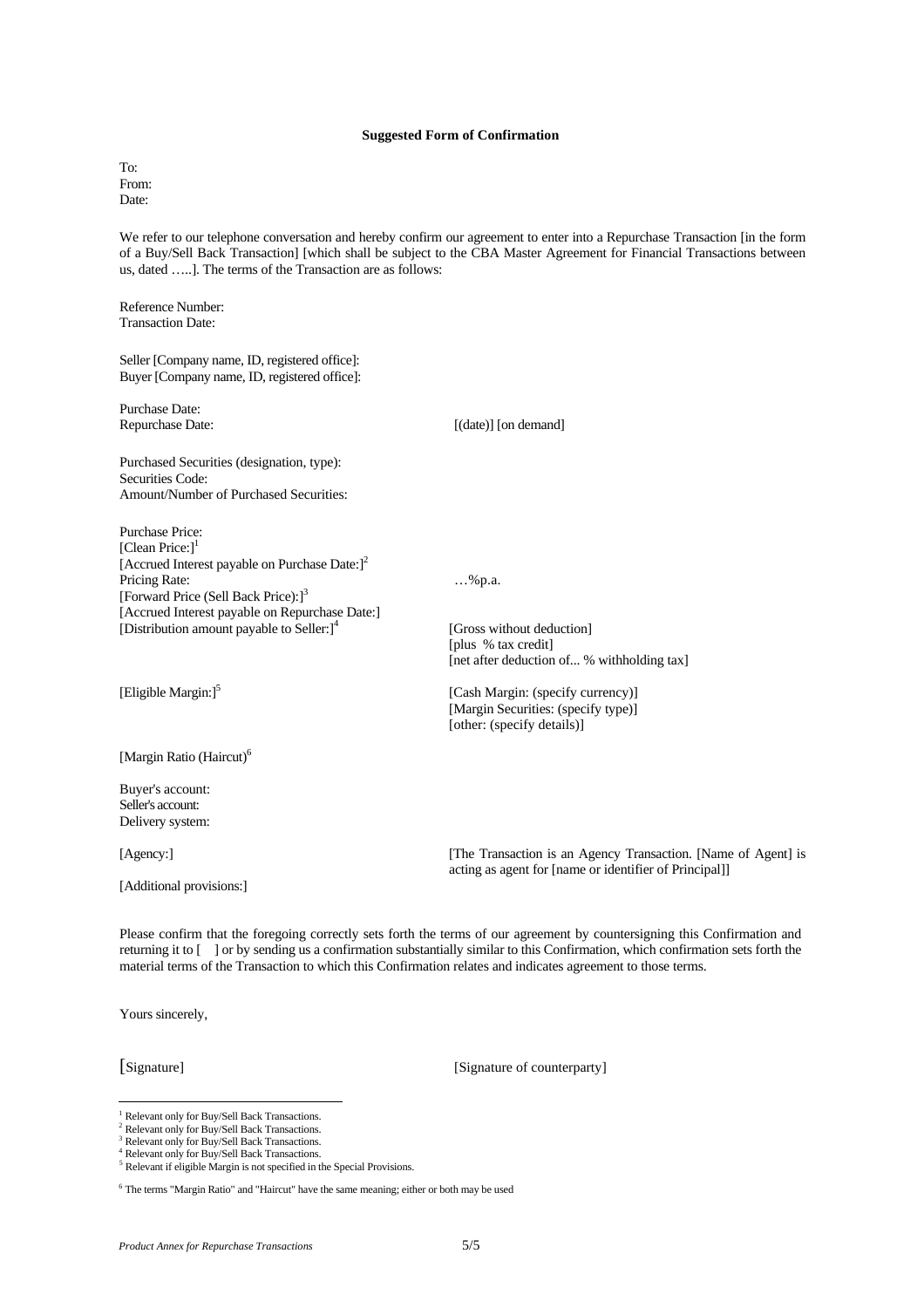**Suggested Form of Confirmation**

To:
From:
Date:

We refer to our telephone conversation and hereby confirm our agreement to enter into a Repurchase Transaction [in the form of a Buy/Sell Back Transaction] [which shall be subject to the CBA Master Agreement for Financial Transactions between us, dated …..]. The terms of the Transaction are as follows:

Reference Number:
Transaction Date:

Seller [Company name, ID, registered office]:
Buyer [Company name, ID, registered office]:

Purchase Date:
Repurchase Date: [(date)] [on demand]

Purchased Securities (designation, type):
Securities Code:
Amount/Number of Purchased Securities:

Purchase Price:
[Clean Price:][1]
[Accrued Interest payable on Purchase Date:][2]
Pricing Rate: …%p.a.
[Forward Price (Sell Back Price):][3]
[Accrued Interest payable on Repurchase Date:]
[Distribution amount payable to Seller:][4] [Gross without deduction]
[plus % tax credit]
[net after deduction of... % withholding tax]

[Eligible Margin:][5] [Cash Margin: (specify currency)]
[Margin Securities: (specify type)]
[other: (specify details)]

[Margin Ratio (Haircut)[6]

Buyer's account:
Seller's account:
Delivery system:

[Agency:] [The Transaction is an Agency Transaction. [Name of Agent] is acting as agent for [name or identifier of Principal]]

[Additional provisions:]

Please confirm that the foregoing correctly sets forth the terms of our agreement by countersigning this Confirmation and returning it to [ ] or by sending us a confirmation substantially similar to this Confirmation, which confirmation sets forth the material terms of the Transaction to which this Confirmation relates and indicates agreement to those terms.

Yours sincerely,

[Signature] [Signature of counterparty]

---

[1] Relevant only for Buy/Sell Back Transactions.
[2] Relevant only for Buy/Sell Back Transactions.
[3] Relevant only for Buy/Sell Back Transactions.
[4] Relevant only for Buy/Sell Back Transactions.
[5] Relevant if eligible Margin is not specified in the Special Provisions.

[6] The terms "Margin Ratio" and "Haircut" have the same meaning; either or both may be used